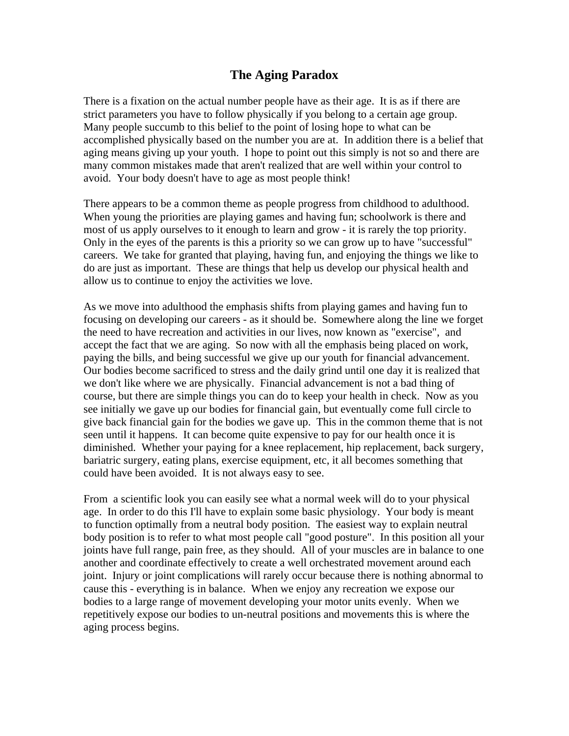# The Aging Paradox

There is a fixation on the actual number people have as their age. It is as if there are strict parameters you have to follow physically if you belong to a certain age group. Many people succumb to this belief to the point of losing hope to what can be accomplished physically based on the number you are at. In addition there is a belief that aging means giving up your youth. I hope to point out this simply is not so and there are many common mistakes made that aren't realized that are well within your control to avoid. Your body doesn't have to age as most people think!

There appears to be a common theme as people progress from childhood to adulthood. When young the priorities are playing games and having fun; schoolwork is there and most of us apply ourselves to it enough to learn and grow - it is rarely the top priority. Only in the eyes of the parents is this a priority so we can grow up to have "successful" careers. We take for granted that playing, having fun, and enjoying the things we like to do are just as important. These are things that help us develop our physical health and allow us to continue to enjoy the activities we love.

As we move into adulthood the emphasis shifts from playing games and having fun to focusing on developing our careers - as it should be. Somewhere along the line we forget the need to have recreation and activities in our lives, now known as "exercise", and accept the fact that we are aging. So now with all the emphasis being placed on work, paying the bills, and being successful we give up our youth for financial advancement. Our bodies become sacrificed to stress and the daily grind until one day it is realized that we don't like where we are physically. Financial advancement is not a bad thing of course, but there are simple things you can do to keep your health in check. Now as you see initially we gave up our bodies for financial gain, but eventually come full circle to give back financial gain for the bodies we gave up. This in the common theme that is not seen until it happens. It can become quite expensive to pay for our health once it is diminished. Whether your paying for a knee replacement, hip replacement, back surgery, bariatric surgery, eating plans, exercise equipment, etc, it all becomes something that could have been avoided. It is not always easy to see.

From a scientific look you can easily see what a normal week will do to your physical age. In order to do this I'll have to explain some basic physiology. Your body is meant to function optimally from a neutral body position. The easiest way to explain neutral body position is to refer to what most people call "good posture". In this position all your joints have full range, pain free, as they should. All of your muscles are in balance to one another and coordinate effectively to create a well orchestrated movement around each joint. Injury or joint complications will rarely occur because there is nothing abnormal to cause this - everything is in balance. When we enjoy any recreation we expose our bodies to a large range of movement developing your motor units evenly. When we repetitively expose our bodies to un-neutral positions and movements this is where the aging process begins.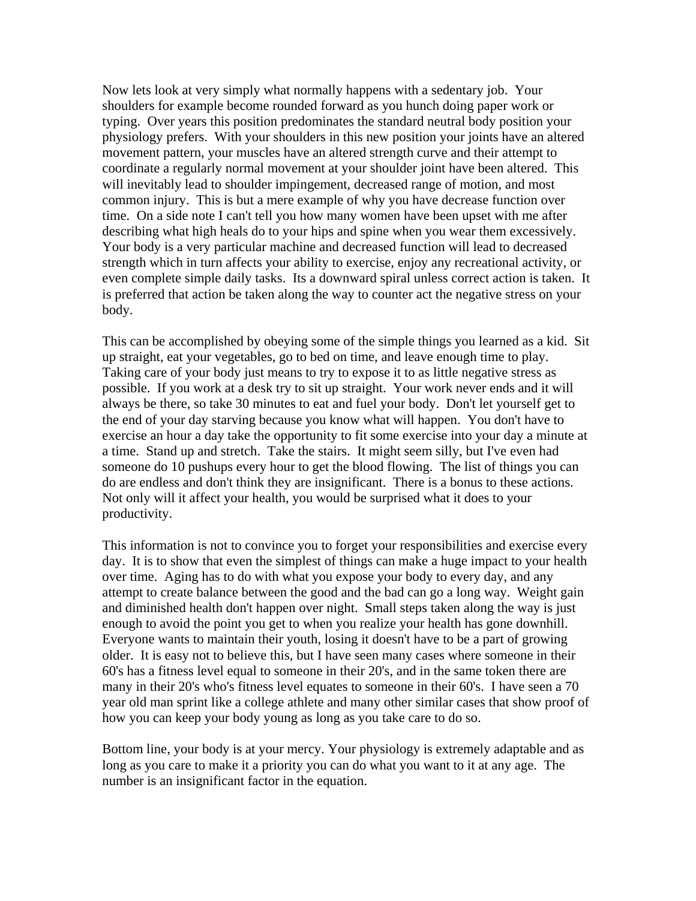Now lets look at very simply what normally happens with a sedentary job. Your shoulders for example become rounded forward as you hunch doing paper work or typing. Over years this position predominates the standard neutral body position your physiology prefers. With your shoulders in this new position your joints have an altered movement pattern, your muscles have an altered strength curve and their attempt to coordinate a regularly normal movement at your shoulder joint have been altered. This will inevitably lead to shoulder impingement, decreased range of motion, and most common injury. This is but a mere example of why you have decrease function over time. On a side note I can't tell you how many women have been upset with me after describing what high heals do to your hips and spine when you wear them excessively. Your body is a very particular machine and decreased function will lead to decreased strength which in turn affects your ability to exercise, enjoy any recreational activity, or even complete simple daily tasks. Its a downward spiral unless correct action is taken. It is preferred that action be taken along the way to counter act the negative stress on your body.

This can be accomplished by obeying some of the simple things you learned as a kid. Sit up straight, eat your vegetables, go to bed on time, and leave enough time to play. Taking care of your body just means to try to expose it to as little negative stress as possible. If you work at a desk try to sit up straight. Your work never ends and it will always be there, so take 30 minutes to eat and fuel your body. Don't let yourself get to the end of your day starving because you know what will happen. You don't have to exercise an hour a day take the opportunity to fit some exercise into your day a minute at a time. Stand up and stretch. Take the stairs. It might seem silly, but I've even had someone do 10 pushups every hour to get the blood flowing. The list of things you can do are endless and don't think they are insignificant. There is a bonus to these actions. Not only will it affect your health, you would be surprised what it does to your productivity.

This information is not to convince you to forget your responsibilities and exercise every day. It is to show that even the simplest of things can make a huge impact to your health over time. Aging has to do with what you expose your body to every day, and any attempt to create balance between the good and the bad can go a long way. Weight gain and diminished health don't happen over night. Small steps taken along the way is just enough to avoid the point you get to when you realize your health has gone downhill. Everyone wants to maintain their youth, losing it doesn't have to be a part of growing older. It is easy not to believe this, but I have seen many cases where someone in their 60's has a fitness level equal to someone in their 20's, and in the same token there are many in their 20's who's fitness level equates to someone in their 60's. I have seen a 70 year old man sprint like a college athlete and many other similar cases that show proof of how you can keep your body young as long as you take care to do so.

Bottom line, your body is at your mercy. Your physiology is extremely adaptable and as long as you care to make it a priority you can do what you want to it at any age. The number is an insignificant factor in the equation.